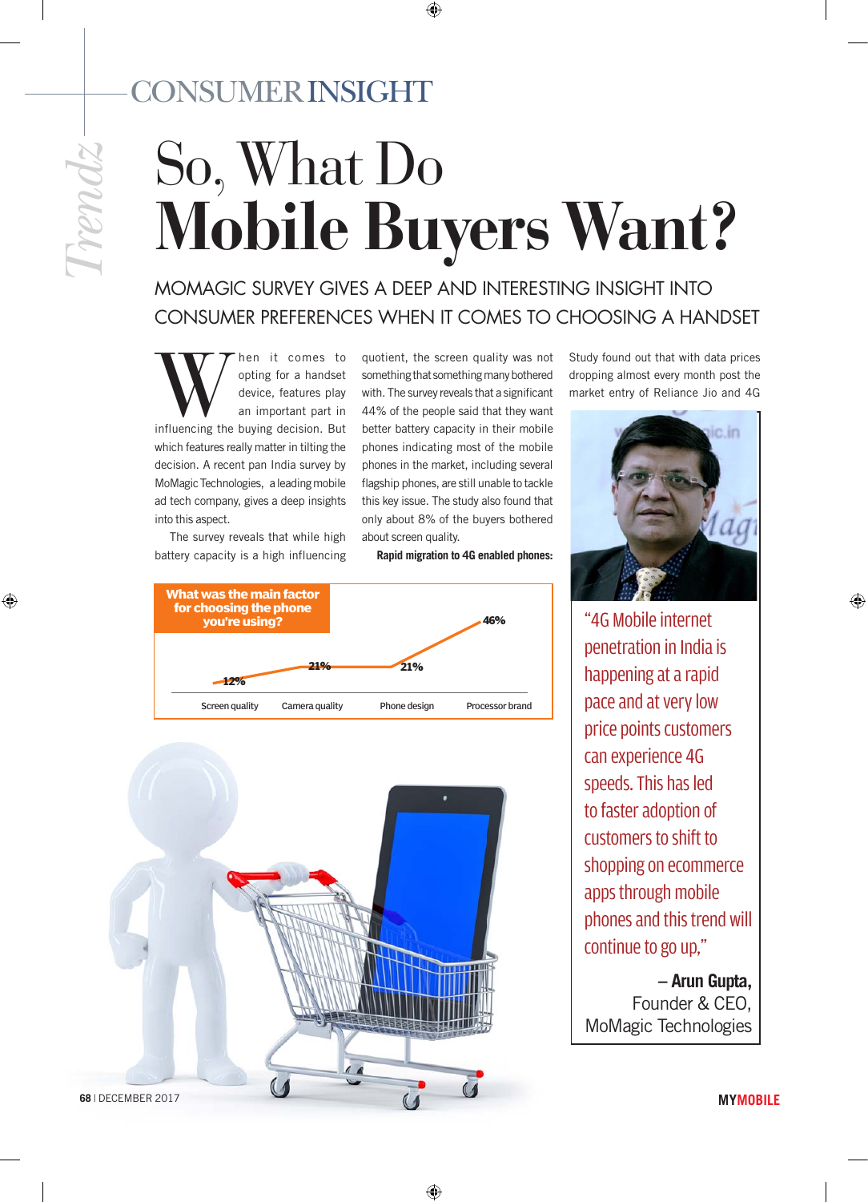CONSUMER INSIGHT

# So, What Do Mobile Buyers Want?

## MOMAGIC SURVEY GIVES A DEEP AND INTERESTING INSIGHT INTO CONSUMER PREFERENCES WHEN IT COMES TO CHOOSING A HANDSET

When it comes to opting for a handset device, features play an important part in influencing the buying decision. But which features really matter in tilting the decision. A recent pan India survey by MoMagic Technologies, a leading mobile ad tech company, gives a deep insights into this aspect.

The survey reveals that while high battery capacity is a high influencing quotient, the screen quality was not something that something many bothered with. The survey reveals that a significant 44% of the people said that they want better battery capacity in their mobile phones indicating most of the mobile phones in the market, including several flagship phones, are still unable to tackle this key issue. The study also found that only about 8% of the buyers bothered about screen quality.

**Rapid migration to 4G enabled phones:** Study found out that with data prices dropping almost every month post the market entry of Reliance Jio and 4G

**What was the main factor for choosing the phone you're using?**

| Screen quality | Camera quality | Phone design | Processor brand |
| --- | --- | --- | --- |
| 12% | 21% | 21% | 46% |

"4G Mobile internet penetration in India is happening at a rapid pace and at very low price points customers can experience 4G speeds. This has led to faster adoption of customers to shift to shopping on ecommerce apps through mobile phones and this trend will continue to go up,"

**– Arun Gupta,** Founder & CEO, MoMagic Technologies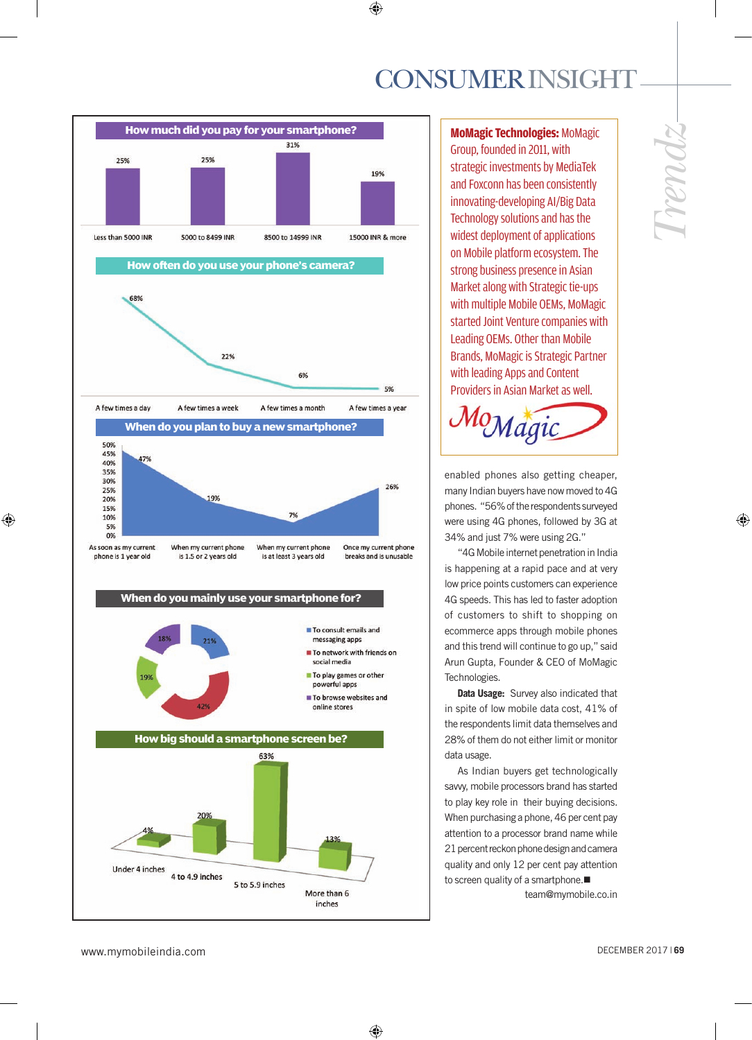# CONSUMER INSIGHT

Trendz

## How much did you pay for your smartphone?

25%
25%
31%
19%

Less than 5000 INR
5000 to 8499 INR
8500 to 14999 INR
15000 INR & more

## How often do you use your phone's camera?

68%
22%
6%
5%

A few times a day
A few times a week
A few times a month
A few times a year

## When do you plan to buy a new smartphone?

50%
45%
40%
35%
30%
25%
20%
15%
10%
5%
0%

47%
19%
7%
26%

As soon as my current phone is 1 year old
When my current phone is 1.5 or 2 years old
When my current phone is at least 3 years old
Once my current phone breaks and is unusable

## When do you mainly use your smartphone for?

18%
21%
19%
42%

To consult emails and messaging apps
To network with friends on social media
To play games or other powerful apps
To browse websites and online stores

## How big should a smartphone screen be?

4%
20%
63%
13%

Under 4 inches
4 to 4.9 inches
5 to 5.9 inches
More than 6 inches

**MoMagic Technologies:** MoMagic Group, founded in 2011, with strategic investments by MediaTek and Foxconn has been consistently innovating-developing AI/Big Data Technology solutions and has the widest deployment of applications on Mobile platform ecosystem. The strong business presence in Asian Market along with Strategic tie-ups with multiple Mobile OEMs, MoMagic started Joint Venture companies with Leading OEMs. Other than Mobile Brands, MoMagic is Strategic Partner with leading Apps and Content Providers in Asian Market as well.

MoMagic

enabled phones also getting cheaper, many Indian buyers have now moved to 4G phones. "56% of the respondents surveyed were using 4G phones, followed by 3G at 34% and just 7% were using 2G."

"4G Mobile internet penetration in India is happening at a rapid pace and at very low price points customers can experience 4G speeds. This has led to faster adoption of customers to shift to shopping on ecommerce apps through mobile phones and this trend will continue to go up," said Arun Gupta, Founder & CEO of MoMagic Technologies.

**Data Usage:** Survey also indicated that in spite of low mobile data cost, 41% of the respondents limit data themselves and 28% of them do not either limit or monitor data usage.

As Indian buyers get technologically savvy, mobile processors brand has started to play key role in their buying decisions. When purchasing a phone, 46 per cent pay attention to a processor brand name while 21 percent reckon phone design and camera quality and only 12 per cent pay attention to screen quality of a smartphone.■

team@mymobile.co.in